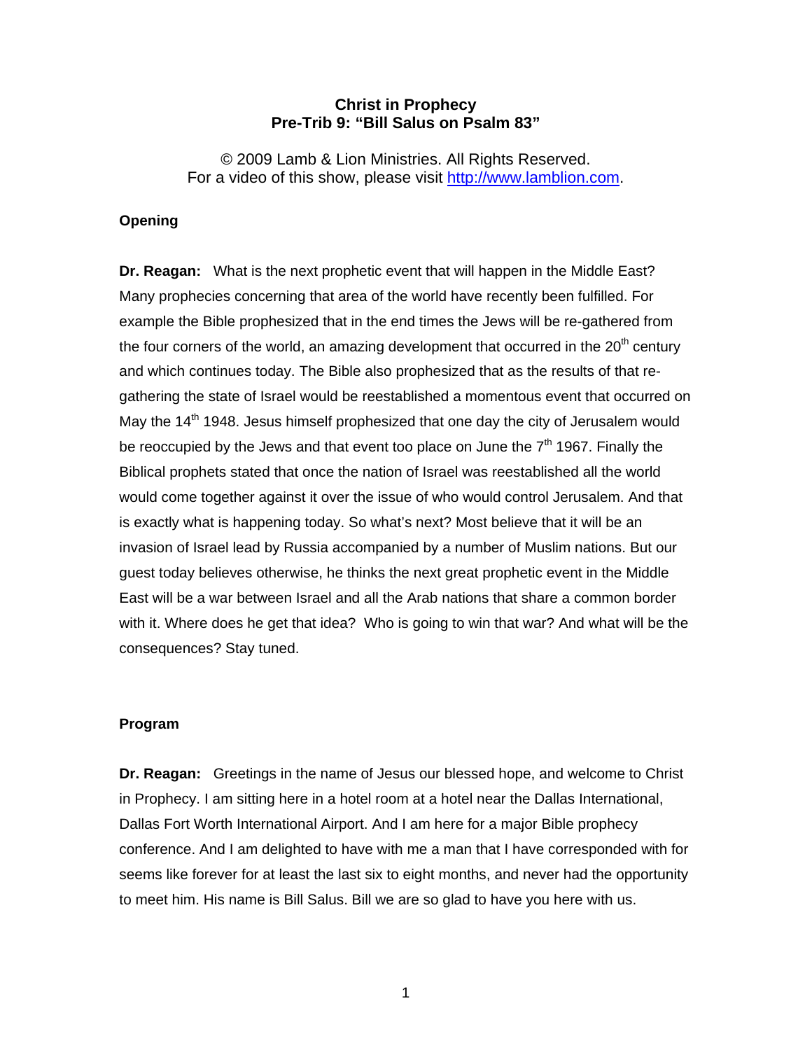**Christ in Prophecy**
**Pre-Trib 9: "Bill Salus on Psalm 83"**

© 2009 Lamb & Lion Ministries. All Rights Reserved.
For a video of this show, please visit http://www.lamblion.com.

**Opening**

**Dr. Reagan:** What is the next prophetic event that will happen in the Middle East? Many prophecies concerning that area of the world have recently been fulfilled. For example the Bible prophesized that in the end times the Jews will be re-gathered from the four corners of the world, an amazing development that occurred in the 20th century and which continues today. The Bible also prophesized that as the results of that re-gathering the state of Israel would be reestablished a momentous event that occurred on May the 14th 1948. Jesus himself prophesized that one day the city of Jerusalem would be reoccupied by the Jews and that event too place on June the 7th 1967. Finally the Biblical prophets stated that once the nation of Israel was reestablished all the world would come together against it over the issue of who would control Jerusalem. And that is exactly what is happening today. So what's next? Most believe that it will be an invasion of Israel lead by Russia accompanied by a number of Muslim nations. But our guest today believes otherwise, he thinks the next great prophetic event in the Middle East will be a war between Israel and all the Arab nations that share a common border with it. Where does he get that idea? Who is going to win that war? And what will be the consequences? Stay tuned.

**Program**

**Dr. Reagan:** Greetings in the name of Jesus our blessed hope, and welcome to Christ in Prophecy. I am sitting here in a hotel room at a hotel near the Dallas International, Dallas Fort Worth International Airport. And I am here for a major Bible prophecy conference. And I am delighted to have with me a man that I have corresponded with for seems like forever for at least the last six to eight months, and never had the opportunity to meet him. His name is Bill Salus. Bill we are so glad to have you here with us.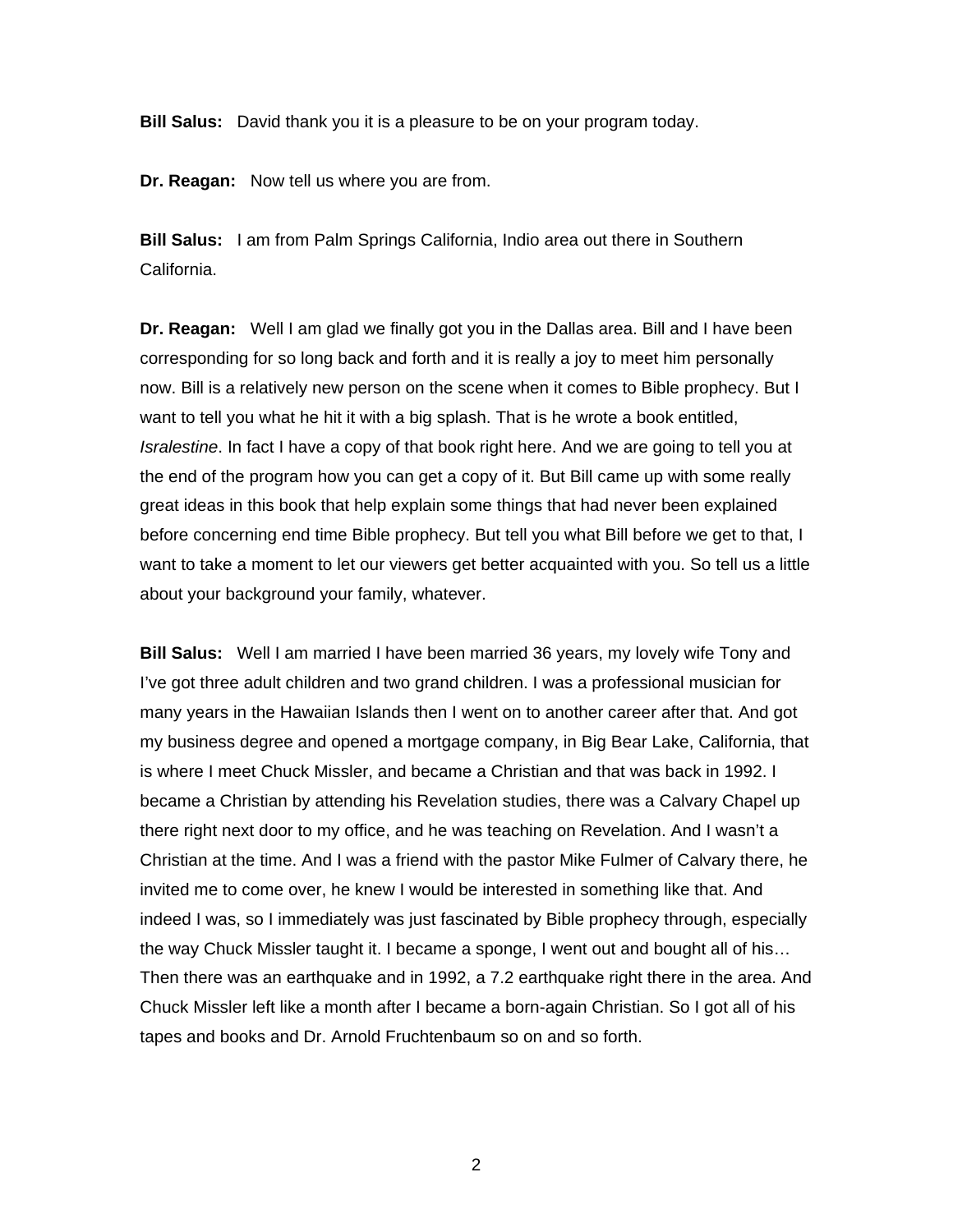**Bill Salus:** David thank you it is a pleasure to be on your program today.

**Dr. Reagan:** Now tell us where you are from.

**Bill Salus:** I am from Palm Springs California, Indio area out there in Southern California.

**Dr. Reagan:** Well I am glad we finally got you in the Dallas area. Bill and I have been corresponding for so long back and forth and it is really a joy to meet him personally now. Bill is a relatively new person on the scene when it comes to Bible prophecy. But I want to tell you what he hit it with a big splash. That is he wrote a book entitled, *Isralestine*. In fact I have a copy of that book right here. And we are going to tell you at the end of the program how you can get a copy of it. But Bill came up with some really great ideas in this book that help explain some things that had never been explained before concerning end time Bible prophecy. But tell you what Bill before we get to that, I want to take a moment to let our viewers get better acquainted with you. So tell us a little about your background your family, whatever.

**Bill Salus:** Well I am married I have been married 36 years, my lovely wife Tony and I've got three adult children and two grand children. I was a professional musician for many years in the Hawaiian Islands then I went on to another career after that. And got my business degree and opened a mortgage company, in Big Bear Lake, California, that is where I meet Chuck Missler, and became a Christian and that was back in 1992. I became a Christian by attending his Revelation studies, there was a Calvary Chapel up there right next door to my office, and he was teaching on Revelation. And I wasn't a Christian at the time. And I was a friend with the pastor Mike Fulmer of Calvary there, he invited me to come over, he knew I would be interested in something like that. And indeed I was, so I immediately was just fascinated by Bible prophecy through, especially the way Chuck Missler taught it. I became a sponge, I went out and bought all of his… Then there was an earthquake and in 1992, a 7.2 earthquake right there in the area. And Chuck Missler left like a month after I became a born-again Christian. So I got all of his tapes and books and Dr. Arnold Fruchtenbaum so on and so forth.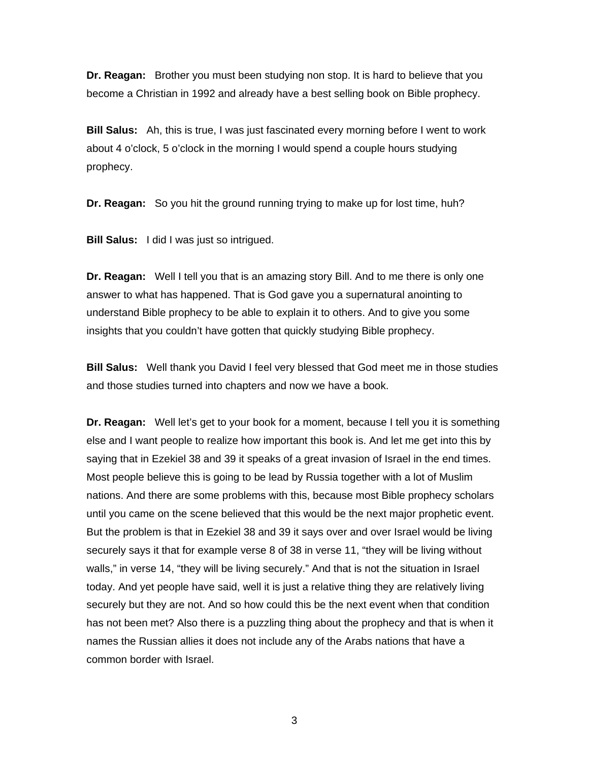**Dr. Reagan:** Brother you must been studying non stop. It is hard to believe that you become a Christian in 1992 and already have a best selling book on Bible prophecy.

**Bill Salus:** Ah, this is true, I was just fascinated every morning before I went to work about 4 o'clock, 5 o'clock in the morning I would spend a couple hours studying prophecy.

**Dr. Reagan:** So you hit the ground running trying to make up for lost time, huh?

**Bill Salus:** I did I was just so intrigued.

**Dr. Reagan:** Well I tell you that is an amazing story Bill. And to me there is only one answer to what has happened. That is God gave you a supernatural anointing to understand Bible prophecy to be able to explain it to others. And to give you some insights that you couldn't have gotten that quickly studying Bible prophecy.

**Bill Salus:** Well thank you David I feel very blessed that God meet me in those studies and those studies turned into chapters and now we have a book.

**Dr. Reagan:** Well let's get to your book for a moment, because I tell you it is something else and I want people to realize how important this book is. And let me get into this by saying that in Ezekiel 38 and 39 it speaks of a great invasion of Israel in the end times. Most people believe this is going to be lead by Russia together with a lot of Muslim nations. And there are some problems with this, because most Bible prophecy scholars until you came on the scene believed that this would be the next major prophetic event. But the problem is that in Ezekiel 38 and 39 it says over and over Israel would be living securely says it that for example verse 8 of 38 in verse 11, "they will be living without walls," in verse 14, "they will be living securely." And that is not the situation in Israel today. And yet people have said, well it is just a relative thing they are relatively living securely but they are not. And so how could this be the next event when that condition has not been met? Also there is a puzzling thing about the prophecy and that is when it names the Russian allies it does not include any of the Arabs nations that have a common border with Israel.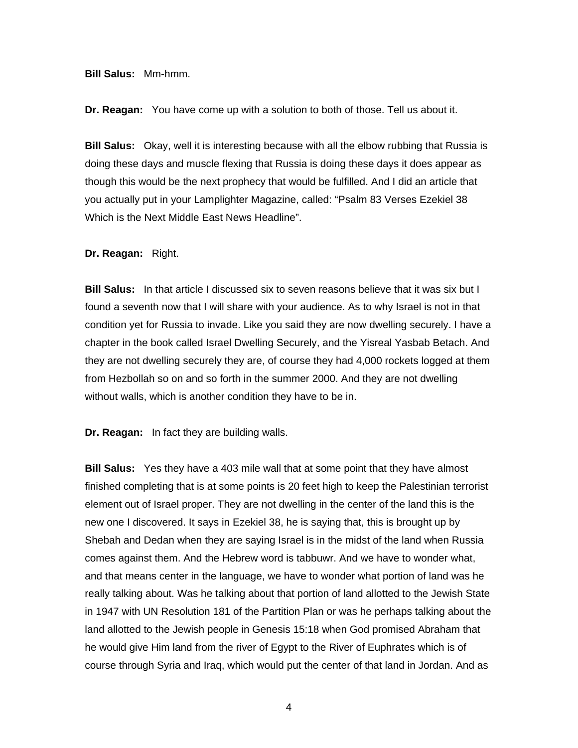**Bill Salus:** Mm-hmm.

**Dr. Reagan:** You have come up with a solution to both of those. Tell us about it.

**Bill Salus:** Okay, well it is interesting because with all the elbow rubbing that Russia is doing these days and muscle flexing that Russia is doing these days it does appear as though this would be the next prophecy that would be fulfilled. And I did an article that you actually put in your Lamplighter Magazine, called: "Psalm 83 Verses Ezekiel 38 Which is the Next Middle East News Headline".

**Dr. Reagan:** Right.

**Bill Salus:** In that article I discussed six to seven reasons believe that it was six but I found a seventh now that I will share with your audience. As to why Israel is not in that condition yet for Russia to invade. Like you said they are now dwelling securely. I have a chapter in the book called Israel Dwelling Securely, and the Yisreal Yasbab Betach. And they are not dwelling securely they are, of course they had 4,000 rockets logged at them from Hezbollah so on and so forth in the summer 2000. And they are not dwelling without walls, which is another condition they have to be in.

**Dr. Reagan:** In fact they are building walls.

**Bill Salus:** Yes they have a 403 mile wall that at some point that they have almost finished completing that is at some points is 20 feet high to keep the Palestinian terrorist element out of Israel proper. They are not dwelling in the center of the land this is the new one I discovered. It says in Ezekiel 38, he is saying that, this is brought up by Shebah and Dedan when they are saying Israel is in the midst of the land when Russia comes against them. And the Hebrew word is tabbuwr. And we have to wonder what, and that means center in the language, we have to wonder what portion of land was he really talking about. Was he talking about that portion of land allotted to the Jewish State in 1947 with UN Resolution 181 of the Partition Plan or was he perhaps talking about the land allotted to the Jewish people in Genesis 15:18 when God promised Abraham that he would give Him land from the river of Egypt to the River of Euphrates which is of course through Syria and Iraq, which would put the center of that land in Jordan. And as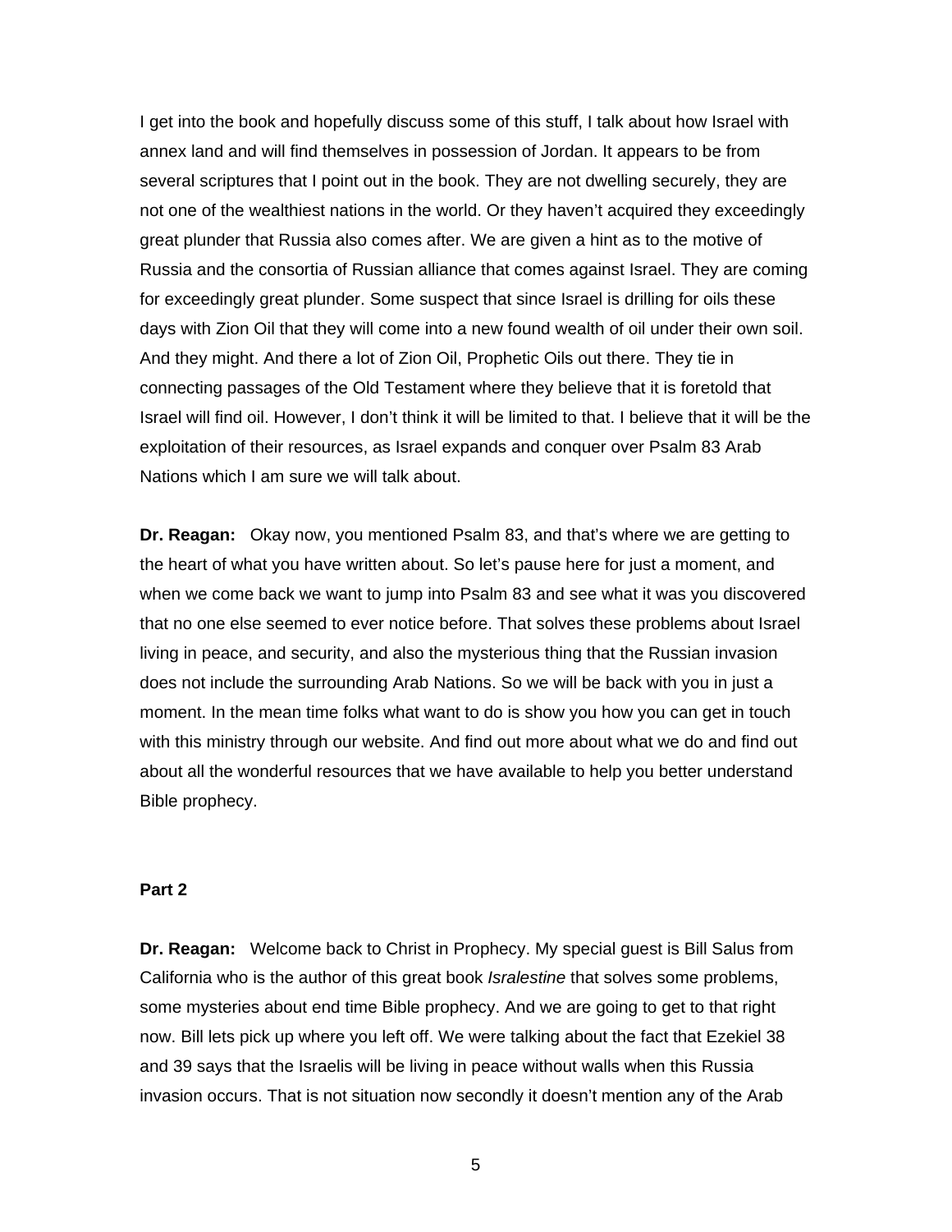I get into the book and hopefully discuss some of this stuff, I talk about how Israel with annex land and will find themselves in possession of Jordan. It appears to be from several scriptures that I point out in the book. They are not dwelling securely, they are not one of the wealthiest nations in the world. Or they haven't acquired they exceedingly great plunder that Russia also comes after. We are given a hint as to the motive of Russia and the consortia of Russian alliance that comes against Israel. They are coming for exceedingly great plunder. Some suspect that since Israel is drilling for oils these days with Zion Oil that they will come into a new found wealth of oil under their own soil. And they might. And there a lot of Zion Oil, Prophetic Oils out there. They tie in connecting passages of the Old Testament where they believe that it is foretold that Israel will find oil. However, I don't think it will be limited to that. I believe that it will be the exploitation of their resources, as Israel expands and conquer over Psalm 83 Arab Nations which I am sure we will talk about.

**Dr. Reagan:** Okay now, you mentioned Psalm 83, and that's where we are getting to the heart of what you have written about. So let's pause here for just a moment, and when we come back we want to jump into Psalm 83 and see what it was you discovered that no one else seemed to ever notice before. That solves these problems about Israel living in peace, and security, and also the mysterious thing that the Russian invasion does not include the surrounding Arab Nations. So we will be back with you in just a moment. In the mean time folks what want to do is show you how you can get in touch with this ministry through our website. And find out more about what we do and find out about all the wonderful resources that we have available to help you better understand Bible prophecy.

**Part 2**

**Dr. Reagan:** Welcome back to Christ in Prophecy. My special guest is Bill Salus from California who is the author of this great book *Isralestine* that solves some problems, some mysteries about end time Bible prophecy. And we are going to get to that right now. Bill lets pick up where you left off. We were talking about the fact that Ezekiel 38 and 39 says that the Israelis will be living in peace without walls when this Russia invasion occurs. That is not situation now secondly it doesn't mention any of the Arab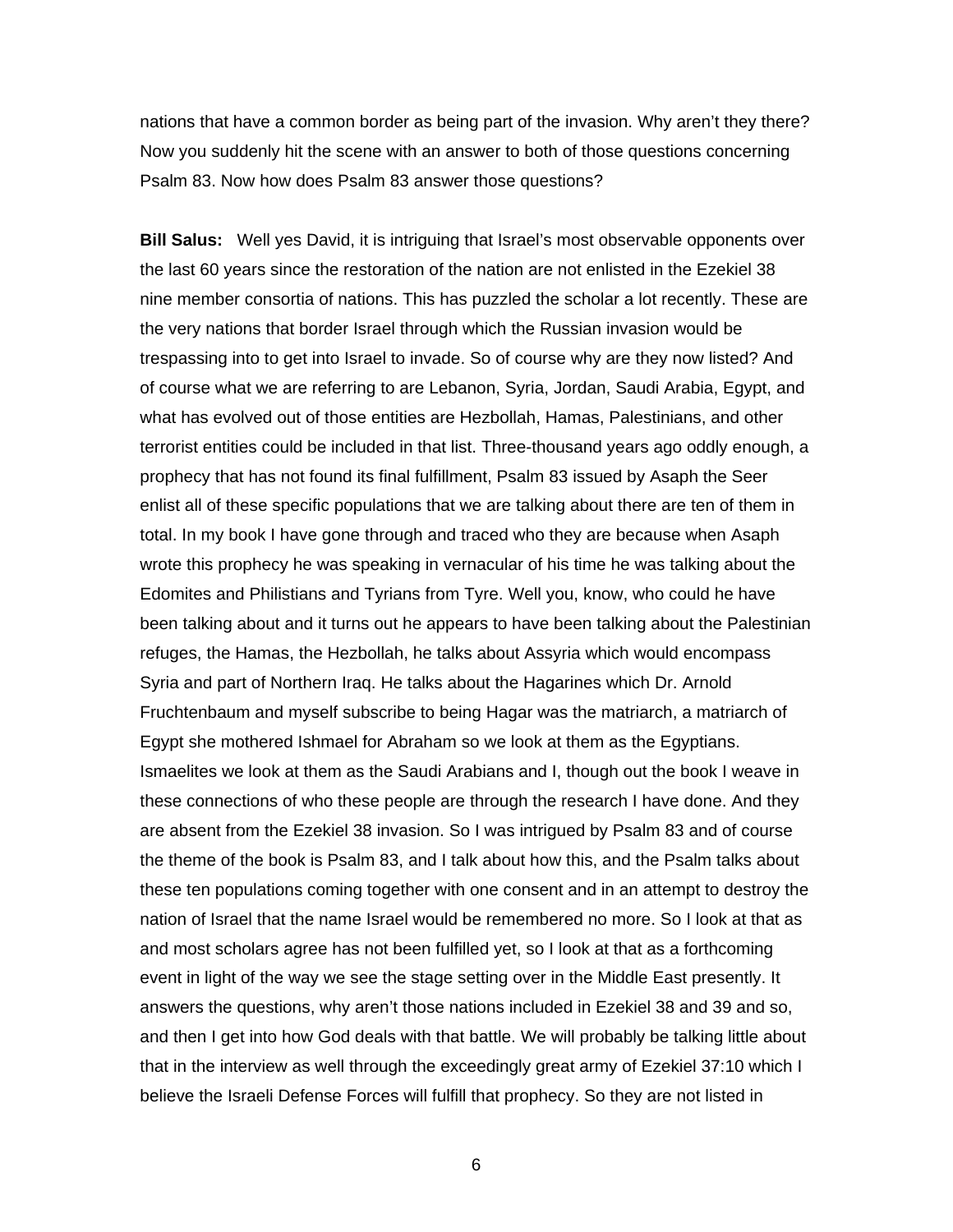nations that have a common border as being part of the invasion. Why aren't they there? Now you suddenly hit the scene with an answer to both of those questions concerning Psalm 83. Now how does Psalm 83 answer those questions?

**Bill Salus:** Well yes David, it is intriguing that Israel's most observable opponents over the last 60 years since the restoration of the nation are not enlisted in the Ezekiel 38 nine member consortia of nations. This has puzzled the scholar a lot recently. These are the very nations that border Israel through which the Russian invasion would be trespassing into to get into Israel to invade. So of course why are they now listed? And of course what we are referring to are Lebanon, Syria, Jordan, Saudi Arabia, Egypt, and what has evolved out of those entities are Hezbollah, Hamas, Palestinians, and other terrorist entities could be included in that list. Three-thousand years ago oddly enough, a prophecy that has not found its final fulfillment, Psalm 83 issued by Asaph the Seer enlist all of these specific populations that we are talking about there are ten of them in total. In my book I have gone through and traced who they are because when Asaph wrote this prophecy he was speaking in vernacular of his time he was talking about the Edomites and Philistians and Tyrians from Tyre. Well you, know, who could he have been talking about and it turns out he appears to have been talking about the Palestinian refuges, the Hamas, the Hezbollah, he talks about Assyria which would encompass Syria and part of Northern Iraq. He talks about the Hagarines which Dr. Arnold Fruchtenbaum and myself subscribe to being Hagar was the matriarch, a matriarch of Egypt she mothered Ishmael for Abraham so we look at them as the Egyptians. Ismaelites we look at them as the Saudi Arabians and I, though out the book I weave in these connections of who these people are through the research I have done. And they are absent from the Ezekiel 38 invasion. So I was intrigued by Psalm 83 and of course the theme of the book is Psalm 83, and I talk about how this, and the Psalm talks about these ten populations coming together with one consent and in an attempt to destroy the nation of Israel that the name Israel would be remembered no more. So I look at that as and most scholars agree has not been fulfilled yet, so I look at that as a forthcoming event in light of the way we see the stage setting over in the Middle East presently. It answers the questions, why aren't those nations included in Ezekiel 38 and 39 and so, and then I get into how God deals with that battle. We will probably be talking little about that in the interview as well through the exceedingly great army of Ezekiel 37:10 which I believe the Israeli Defense Forces will fulfill that prophecy. So they are not listed in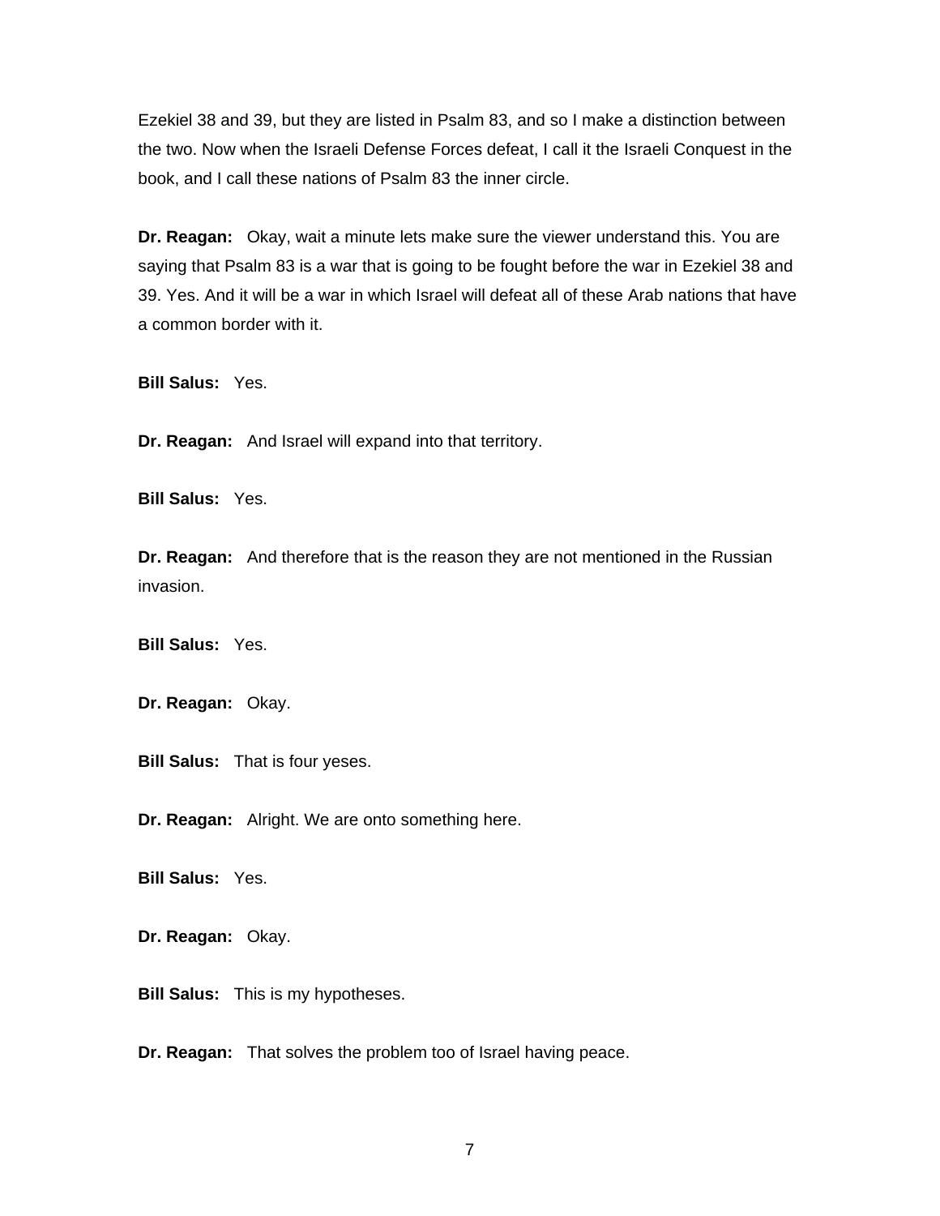Ezekiel 38 and 39, but they are listed in Psalm 83, and so I make a distinction between the two. Now when the Israeli Defense Forces defeat, I call it the Israeli Conquest in the book, and I call these nations of Psalm 83 the inner circle.

**Dr. Reagan:** Okay, wait a minute lets make sure the viewer understand this. You are saying that Psalm 83 is a war that is going to be fought before the war in Ezekiel 38 and 39. Yes. And it will be a war in which Israel will defeat all of these Arab nations that have a common border with it.

**Bill Salus:** Yes.

**Dr. Reagan:** And Israel will expand into that territory.

**Bill Salus:** Yes.

**Dr. Reagan:** And therefore that is the reason they are not mentioned in the Russian invasion.

**Bill Salus:** Yes.

**Dr. Reagan:** Okay.

**Bill Salus:** That is four yeses.

**Dr. Reagan:** Alright. We are onto something here.

**Bill Salus:** Yes.

**Dr. Reagan:** Okay.

**Bill Salus:** This is my hypotheses.

**Dr. Reagan:** That solves the problem too of Israel having peace.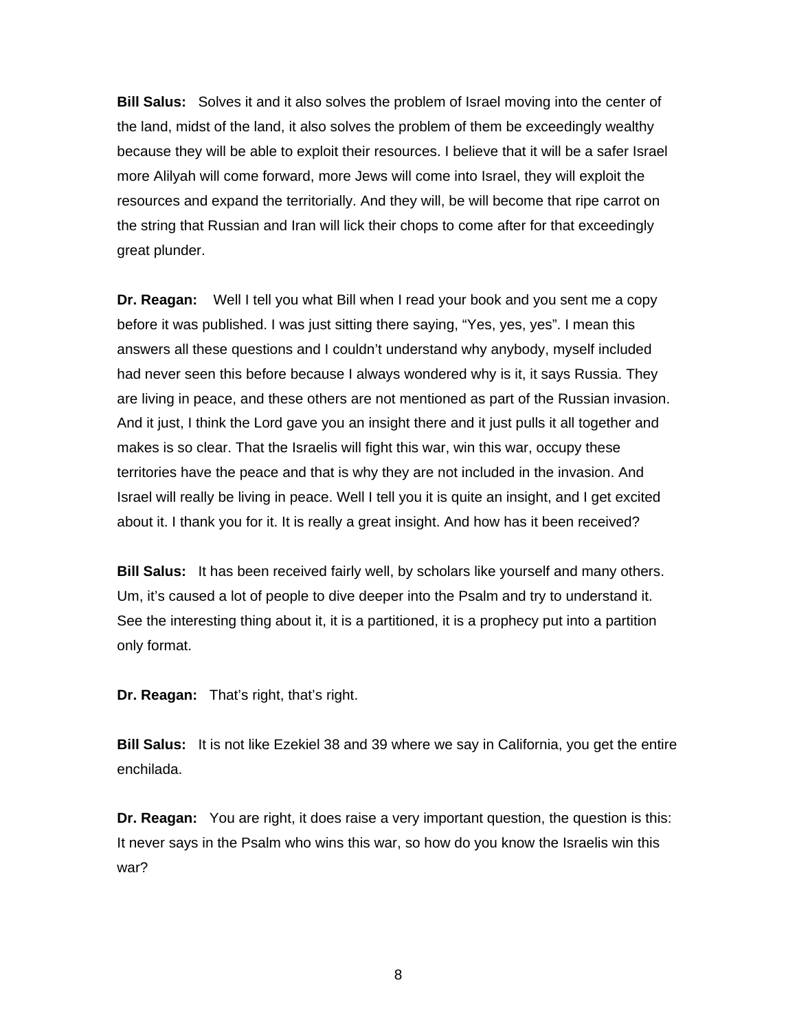**Bill Salus:** Solves it and it also solves the problem of Israel moving into the center of the land, midst of the land, it also solves the problem of them be exceedingly wealthy because they will be able to exploit their resources. I believe that it will be a safer Israel more Alilyah will come forward, more Jews will come into Israel, they will exploit the resources and expand the territorially. And they will, be will become that ripe carrot on the string that Russian and Iran will lick their chops to come after for that exceedingly great plunder.

**Dr. Reagan:** Well I tell you what Bill when I read your book and you sent me a copy before it was published. I was just sitting there saying, "Yes, yes, yes". I mean this answers all these questions and I couldn't understand why anybody, myself included had never seen this before because I always wondered why is it, it says Russia. They are living in peace, and these others are not mentioned as part of the Russian invasion. And it just, I think the Lord gave you an insight there and it just pulls it all together and makes is so clear. That the Israelis will fight this war, win this war, occupy these territories have the peace and that is why they are not included in the invasion. And Israel will really be living in peace. Well I tell you it is quite an insight, and I get excited about it. I thank you for it. It is really a great insight. And how has it been received?

**Bill Salus:** It has been received fairly well, by scholars like yourself and many others. Um, it's caused a lot of people to dive deeper into the Psalm and try to understand it. See the interesting thing about it, it is a partitioned, it is a prophecy put into a partition only format.

**Dr. Reagan:** That's right, that's right.

**Bill Salus:** It is not like Ezekiel 38 and 39 where we say in California, you get the entire enchilada.

**Dr. Reagan:** You are right, it does raise a very important question, the question is this: It never says in the Psalm who wins this war, so how do you know the Israelis win this war?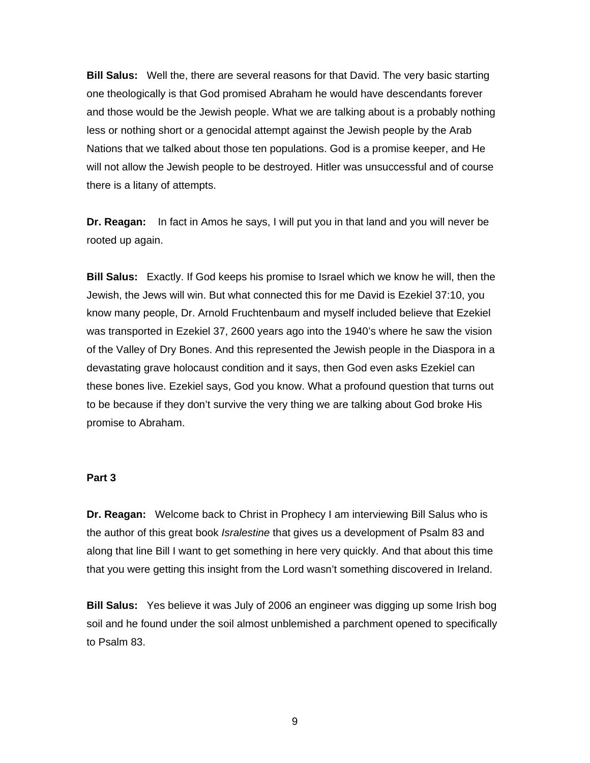**Bill Salus:** Well the, there are several reasons for that David. The very basic starting one theologically is that God promised Abraham he would have descendants forever and those would be the Jewish people. What we are talking about is a probably nothing less or nothing short or a genocidal attempt against the Jewish people by the Arab Nations that we talked about those ten populations. God is a promise keeper, and He will not allow the Jewish people to be destroyed. Hitler was unsuccessful and of course there is a litany of attempts.

**Dr. Reagan:** In fact in Amos he says, I will put you in that land and you will never be rooted up again.

**Bill Salus:** Exactly. If God keeps his promise to Israel which we know he will, then the Jewish, the Jews will win. But what connected this for me David is Ezekiel 37:10, you know many people, Dr. Arnold Fruchtenbaum and myself included believe that Ezekiel was transported in Ezekiel 37, 2600 years ago into the 1940's where he saw the vision of the Valley of Dry Bones. And this represented the Jewish people in the Diaspora in a devastating grave holocaust condition and it says, then God even asks Ezekiel can these bones live. Ezekiel says, God you know. What a profound question that turns out to be because if they don't survive the very thing we are talking about God broke His promise to Abraham.

**Part 3**

**Dr. Reagan:** Welcome back to Christ in Prophecy I am interviewing Bill Salus who is the author of this great book *Isralestine* that gives us a development of Psalm 83 and along that line Bill I want to get something in here very quickly. And that about this time that you were getting this insight from the Lord wasn't something discovered in Ireland.

**Bill Salus:** Yes believe it was July of 2006 an engineer was digging up some Irish bog soil and he found under the soil almost unblemished a parchment opened to specifically to Psalm 83.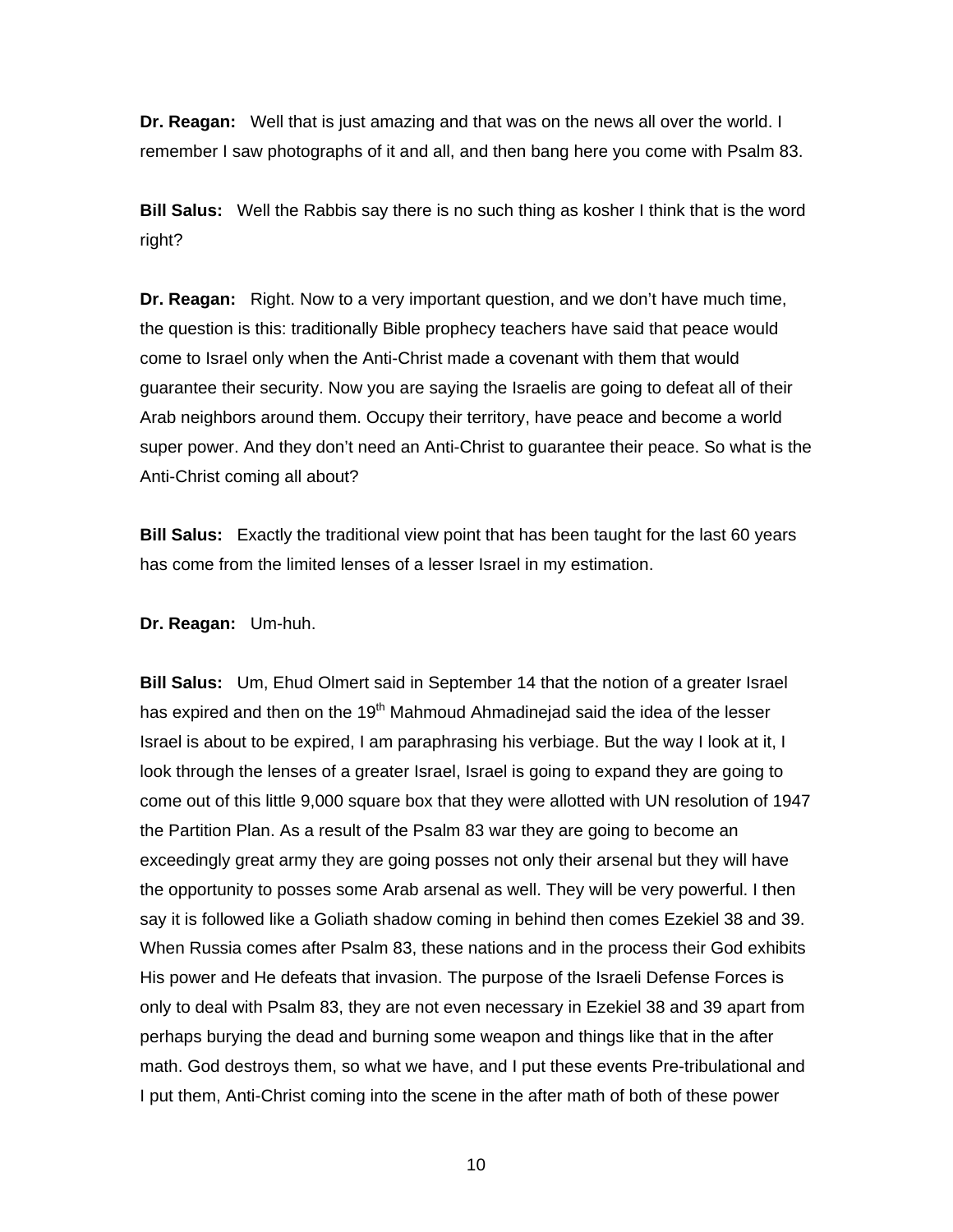**Dr. Reagan:** Well that is just amazing and that was on the news all over the world. I remember I saw photographs of it and all, and then bang here you come with Psalm 83.

**Bill Salus:** Well the Rabbis say there is no such thing as kosher I think that is the word right?

**Dr. Reagan:** Right. Now to a very important question, and we don't have much time, the question is this: traditionally Bible prophecy teachers have said that peace would come to Israel only when the Anti-Christ made a covenant with them that would guarantee their security. Now you are saying the Israelis are going to defeat all of their Arab neighbors around them. Occupy their territory, have peace and become a world super power. And they don't need an Anti-Christ to guarantee their peace. So what is the Anti-Christ coming all about?

**Bill Salus:** Exactly the traditional view point that has been taught for the last 60 years has come from the limited lenses of a lesser Israel in my estimation.

**Dr. Reagan:** Um-huh.

**Bill Salus:** Um, Ehud Olmert said in September 14 that the notion of a greater Israel has expired and then on the 19th Mahmoud Ahmadinejad said the idea of the lesser Israel is about to be expired, I am paraphrasing his verbiage. But the way I look at it, I look through the lenses of a greater Israel, Israel is going to expand they are going to come out of this little 9,000 square box that they were allotted with UN resolution of 1947 the Partition Plan. As a result of the Psalm 83 war they are going to become an exceedingly great army they are going posses not only their arsenal but they will have the opportunity to posses some Arab arsenal as well. They will be very powerful. I then say it is followed like a Goliath shadow coming in behind then comes Ezekiel 38 and 39. When Russia comes after Psalm 83, these nations and in the process their God exhibits His power and He defeats that invasion. The purpose of the Israeli Defense Forces is only to deal with Psalm 83, they are not even necessary in Ezekiel 38 and 39 apart from perhaps burying the dead and burning some weapon and things like that in the after math. God destroys them, so what we have, and I put these events Pre-tribulational and I put them, Anti-Christ coming into the scene in the after math of both of these power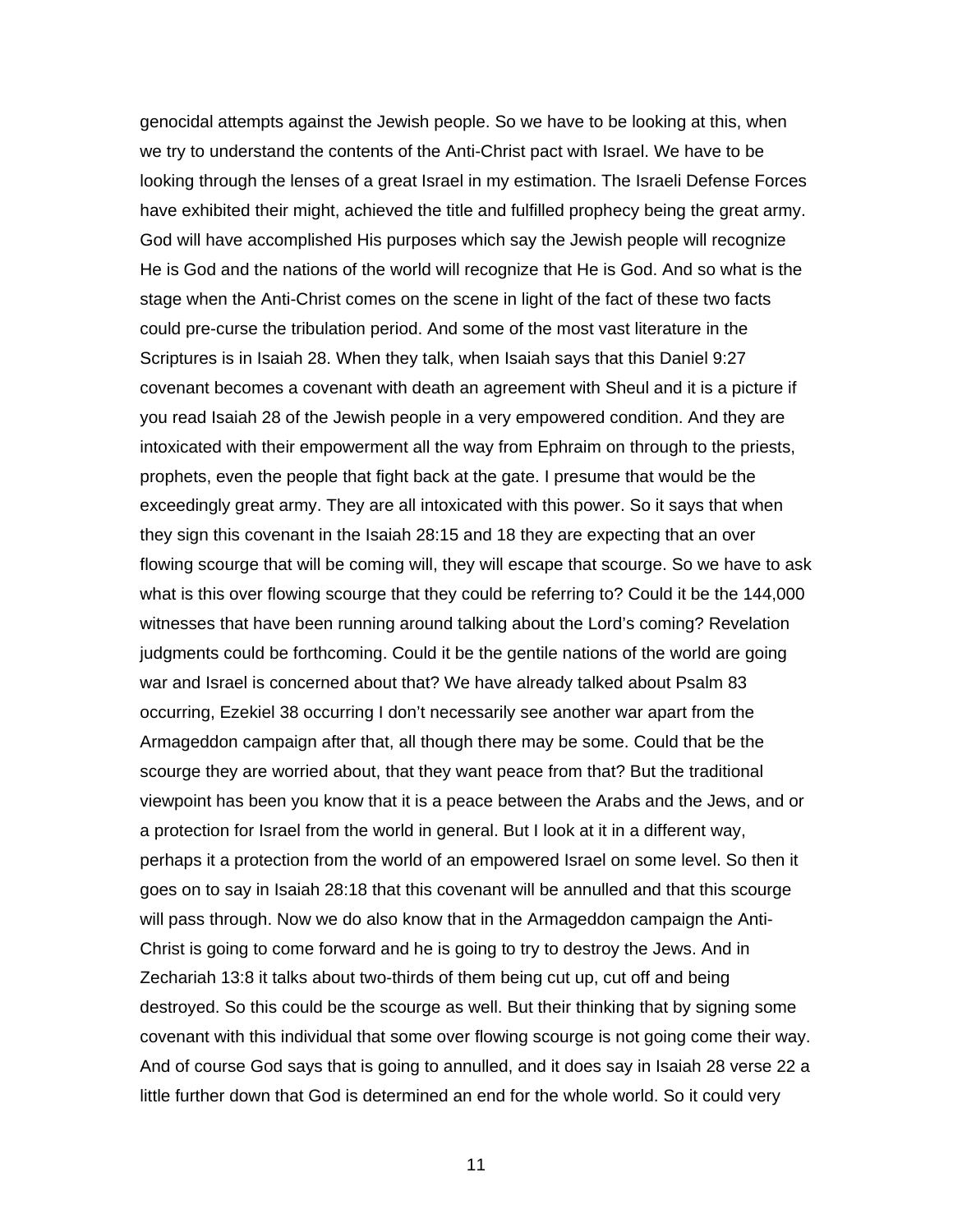genocidal attempts against the Jewish people. So we have to be looking at this, when we try to understand the contents of the Anti-Christ pact with Israel. We have to be looking through the lenses of a great Israel in my estimation. The Israeli Defense Forces have exhibited their might, achieved the title and fulfilled prophecy being the great army. God will have accomplished His purposes which say the Jewish people will recognize He is God and the nations of the world will recognize that He is God. And so what is the stage when the Anti-Christ comes on the scene in light of the fact of these two facts could pre-curse the tribulation period. And some of the most vast literature in the Scriptures is in Isaiah 28. When they talk, when Isaiah says that this Daniel 9:27 covenant becomes a covenant with death an agreement with Sheul and it is a picture if you read Isaiah 28 of the Jewish people in a very empowered condition. And they are intoxicated with their empowerment all the way from Ephraim on through to the priests, prophets, even the people that fight back at the gate. I presume that would be the exceedingly great army. They are all intoxicated with this power. So it says that when they sign this covenant in the Isaiah 28:15 and 18 they are expecting that an over flowing scourge that will be coming will, they will escape that scourge. So we have to ask what is this over flowing scourge that they could be referring to? Could it be the 144,000 witnesses that have been running around talking about the Lord's coming? Revelation judgments could be forthcoming. Could it be the gentile nations of the world are going war and Israel is concerned about that? We have already talked about Psalm 83 occurring, Ezekiel 38 occurring I don't necessarily see another war apart from the Armageddon campaign after that, all though there may be some. Could that be the scourge they are worried about, that they want peace from that? But the traditional viewpoint has been you know that it is a peace between the Arabs and the Jews, and or a protection for Israel from the world in general. But I look at it in a different way, perhaps it a protection from the world of an empowered Israel on some level. So then it goes on to say in Isaiah 28:18 that this covenant will be annulled and that this scourge will pass through. Now we do also know that in the Armageddon campaign the Anti-Christ is going to come forward and he is going to try to destroy the Jews. And in Zechariah 13:8 it talks about two-thirds of them being cut up, cut off and being destroyed. So this could be the scourge as well. But their thinking that by signing some covenant with this individual that some over flowing scourge is not going come their way. And of course God says that is going to annulled, and it does say in Isaiah 28 verse 22 a little further down that God is determined an end for the whole world. So it could very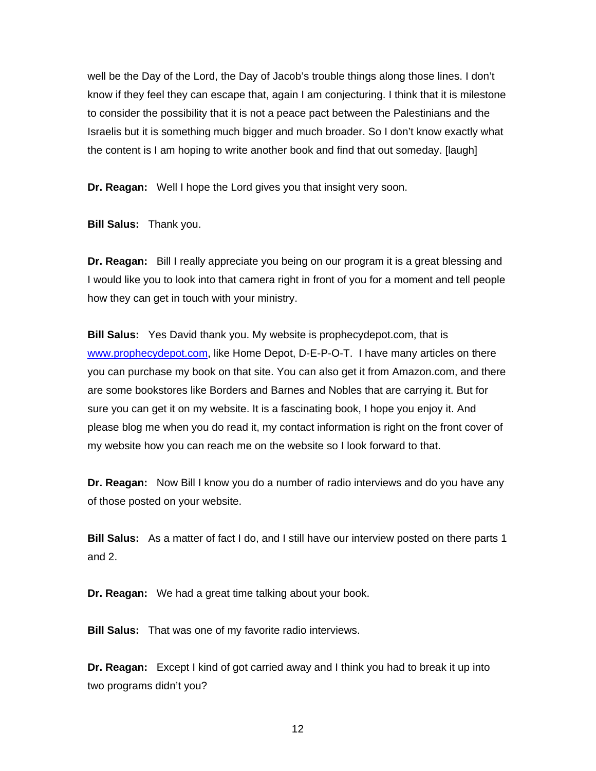well be the Day of the Lord, the Day of Jacob's trouble things along those lines. I don't know if they feel they can escape that, again I am conjecturing. I think that it is milestone to consider the possibility that it is not a peace pact between the Palestinians and the Israelis but it is something much bigger and much broader. So I don't know exactly what the content is I am hoping to write another book and find that out someday. [laugh]

**Dr. Reagan:** Well I hope the Lord gives you that insight very soon.

**Bill Salus:** Thank you.

**Dr. Reagan:** Bill I really appreciate you being on our program it is a great blessing and I would like you to look into that camera right in front of you for a moment and tell people how they can get in touch with your ministry.

**Bill Salus:** Yes David thank you. My website is prophecydepot.com, that is [www.prophecydepot.com](http://www.prophecydepot.com), like Home Depot, D-E-P-O-T. I have many articles on there you can purchase my book on that site. You can also get it from Amazon.com, and there are some bookstores like Borders and Barnes and Nobles that are carrying it. But for sure you can get it on my website. It is a fascinating book, I hope you enjoy it. And please blog me when you do read it, my contact information is right on the front cover of my website how you can reach me on the website so I look forward to that.

**Dr. Reagan:** Now Bill I know you do a number of radio interviews and do you have any of those posted on your website.

**Bill Salus:** As a matter of fact I do, and I still have our interview posted on there parts 1 and 2.

**Dr. Reagan:** We had a great time talking about your book.

**Bill Salus:** That was one of my favorite radio interviews.

**Dr. Reagan:** Except I kind of got carried away and I think you had to break it up into two programs didn't you?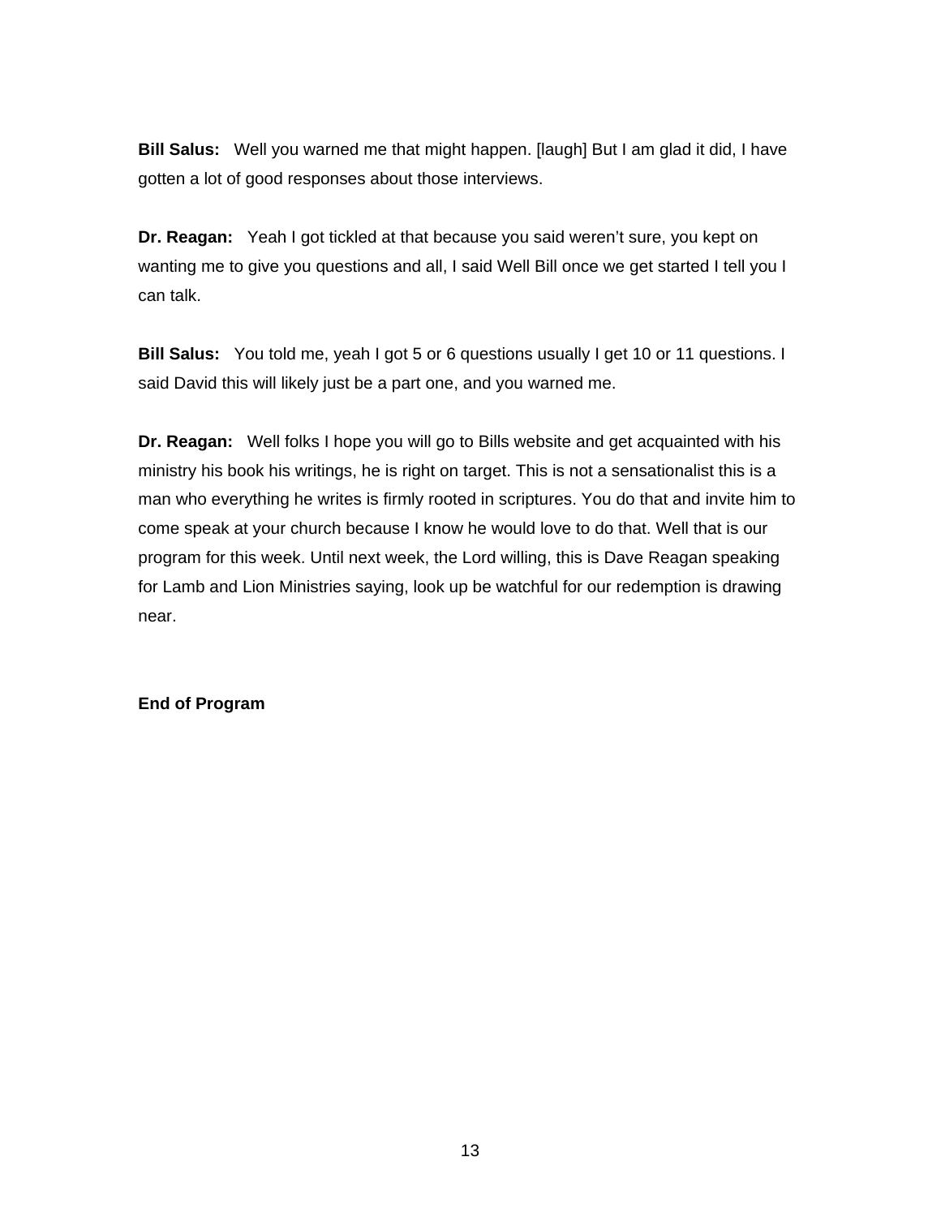**Bill Salus:** Well you warned me that might happen. [laugh] But I am glad it did, I have gotten a lot of good responses about those interviews.

**Dr. Reagan:** Yeah I got tickled at that because you said weren't sure, you kept on wanting me to give you questions and all, I said Well Bill once we get started I tell you I can talk.

**Bill Salus:** You told me, yeah I got 5 or 6 questions usually I get 10 or 11 questions. I said David this will likely just be a part one, and you warned me.

**Dr. Reagan:** Well folks I hope you will go to Bills website and get acquainted with his ministry his book his writings, he is right on target. This is not a sensationalist this is a man who everything he writes is firmly rooted in scriptures. You do that and invite him to come speak at your church because I know he would love to do that. Well that is our program for this week. Until next week, the Lord willing, this is Dave Reagan speaking for Lamb and Lion Ministries saying, look up be watchful for our redemption is drawing near.

**End of Program**